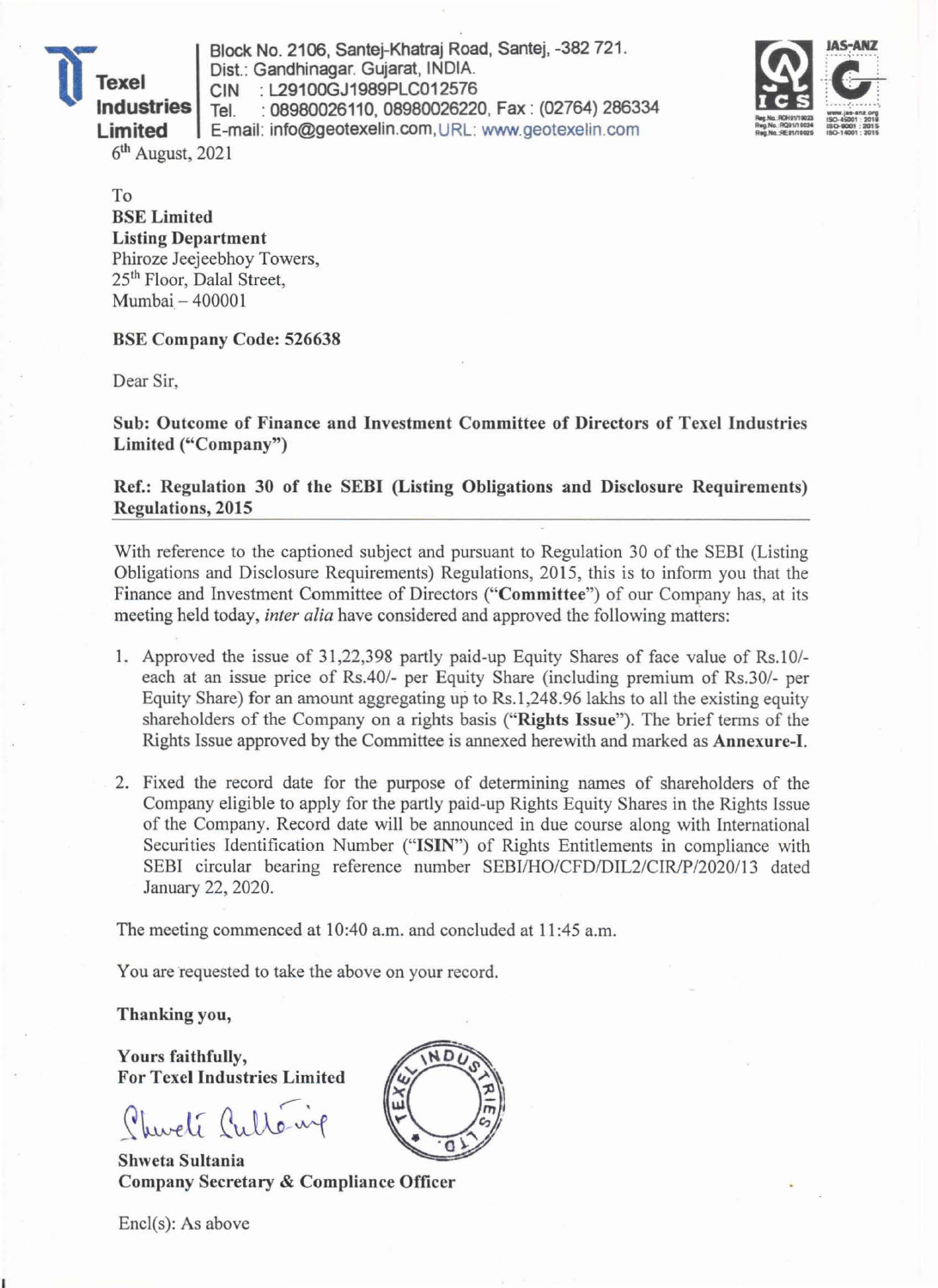**Texel Industries Limited**

Block No. 2106, Santej-Khatraj Road, Santej, -382 721.
Dist.: Gandhinagar. Gujarat, INDIA.
CIN : L29100GJ1989PLC012576
Tel. : 08980026110, 08980026220, Fax : (02764) 286334
E-mail: info@geotexelin.com, URL: www.geotexelin.com

6th August, 2021

To
**BSE Limited**
**Listing Department**
Phiroze Jeejeebhoy Towers,
25th Floor, Dalal Street,
Mumbai – 400001

**BSE Company Code: 526638**

Dear Sir,

**Sub: Outcome of Finance and Investment Committee of Directors of Texel Industries Limited ("Company")**

**Ref.: Regulation 30 of the SEBI (Listing Obligations and Disclosure Requirements) Regulations, 2015**

With reference to the captioned subject and pursuant to Regulation 30 of the SEBI (Listing Obligations and Disclosure Requirements) Regulations, 2015, this is to inform you that the Finance and Investment Committee of Directors ("**Committee**") of our Company has, at its meeting held today, *inter alia* have considered and approved the following matters:

1. Approved the issue of 31,22,398 partly paid-up Equity Shares of face value of Rs.10/- each at an issue price of Rs.40/- per Equity Share (including premium of Rs.30/- per Equity Share) for an amount aggregating up to Rs.1,248.96 lakhs to all the existing equity shareholders of the Company on a rights basis ("**Rights Issue**"). The brief terms of the Rights Issue approved by the Committee is annexed herewith and marked as **Annexure-I**.

2. Fixed the record date for the purpose of determining names of shareholders of the Company eligible to apply for the partly paid-up Rights Equity Shares in the Rights Issue of the Company. Record date will be announced in due course along with International Securities Identification Number ("**ISIN**") of Rights Entitlements in compliance with SEBI circular bearing reference number SEBI/HO/CFD/DIL2/CIR/P/2020/13 dated January 22, 2020.

The meeting commenced at 10:40 a.m. and concluded at 11:45 a.m.

You are requested to take the above on your record.

**Thanking you,**

**Yours faithfully,**
**For Texel Industries Limited**

Shweta Sultania

**Shweta Sultania**
**Company Secretary & Compliance Officer**

Encl(s): As above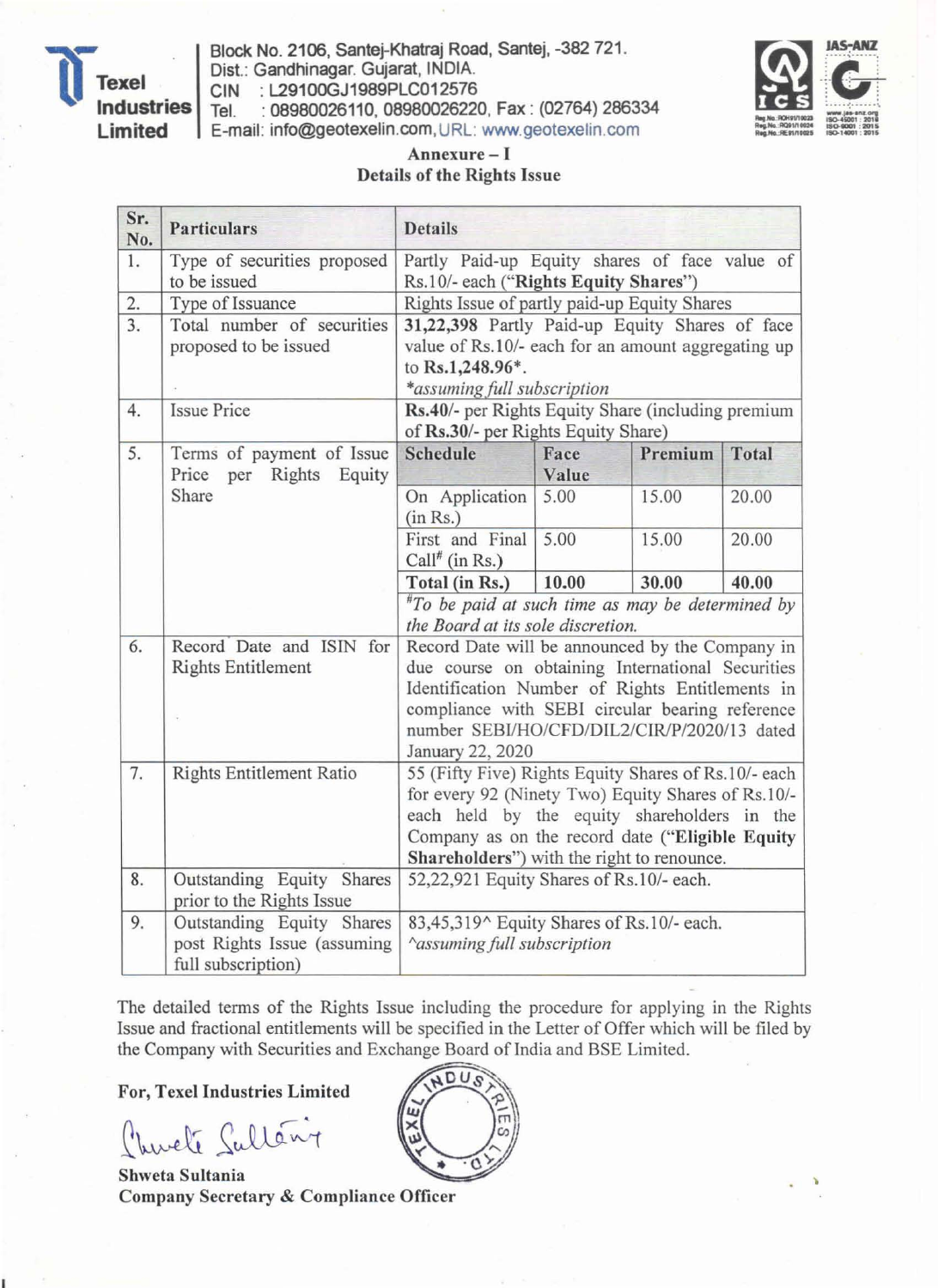**Texel Industries Limited**

Block No. 2106, Santej-Khatraj Road, Santej, -382 721.
Dist.: Gandhinagar. Gujarat, INDIA.
CIN : L29100GJ1989PLC012576
Tel. : 08980026110, 08980026220, Fax : (02764) 286334
E-mail: info@geotexelin.com, URL: www.geotexelin.com

## Annexure – I
## Details of the Rights Issue

| Sr. No. | Particulars | Details | | | |
|---|---|---|---|---|---|
| 1. | Type of securities proposed to be issued | Partly Paid-up Equity shares of face value of Rs.10/- each (**"Rights Equity Shares"**) | | | |
| 2. | Type of Issuance | Rights Issue of partly paid-up Equity Shares | | | |
| 3. | Total number of securities proposed to be issued | **31,22,398** Partly Paid-up Equity Shares of face value of Rs.10/- each for an amount aggregating up to **Rs.1,248.96\***. *\*assuming full subscription* | | | |
| 4. | Issue Price | **Rs.40/-** per Rights Equity Share (including premium of **Rs.30/-** per Rights Equity Share) | | | |
| 5. | Terms of payment of Issue Price per Rights Equity Share | **Schedule** | **Face Value** | **Premium** | **Total** |
| | | On Application (in Rs.) | 5.00 | 15.00 | 20.00 |
| | | First and Final Call[#] (in Rs.) | 5.00 | 15.00 | 20.00 |
| | | **Total (in Rs.)** | **10.00** | **30.00** | **40.00** |
| | | *[#]To be paid at such time as may be determined by the Board at its sole discretion.* | | | |
| 6. | Record Date and ISIN for Rights Entitlement | Record Date will be announced by the Company in due course on obtaining International Securities Identification Number of Rights Entitlements in compliance with SEBI circular bearing reference number SEBI/HO/CFD/DIL2/CIR/P/2020/13 dated January 22, 2020 | | | |
| 7. | Rights Entitlement Ratio | 55 (Fifty Five) Rights Equity Shares of Rs.10/- each for every 92 (Ninety Two) Equity Shares of Rs.10/- each held by the equity shareholders in the Company as on the record date (**"Eligible Equity Shareholders"**) with the right to renounce. | | | |
| 8. | Outstanding Equity Shares prior to the Rights Issue | 52,22,921 Equity Shares of Rs.10/- each. | | | |
| 9. | Outstanding Equity Shares post Rights Issue (assuming full subscription) | 83,45,319^ Equity Shares of Rs.10/- each. *^assuming full subscription* | | | |

The detailed terms of the Rights Issue including the procedure for applying in the Rights Issue and fractional entitlements will be specified in the Letter of Offer which will be filed by the Company with Securities and Exchange Board of India and BSE Limited.

**For, Texel Industries Limited**

**Shweta Sultania**
**Company Secretary & Compliance Officer**